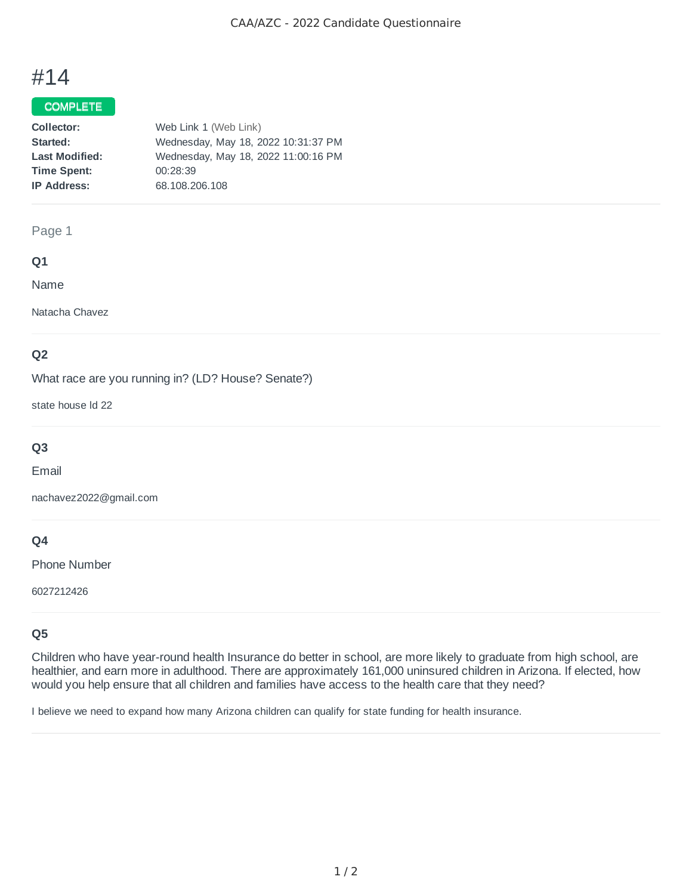# #14

**COMPLETE**

| | |
|---|---|
| **Collector:** | Web Link 1 (Web Link) |
| **Started:** | Wednesday, May 18, 2022 10:31:37 PM |
| **Last Modified:** | Wednesday, May 18, 2022 11:00:16 PM |
| **Time Spent:** | 00:28:39 |
| **IP Address:** | 68.108.206.108 |

## Page 1

### Q1

Name

Natacha Chavez

### Q2

What race are you running in? (LD? House? Senate?)

state house ld 22

### Q3

Email

nachavez2022@gmail.com

### Q4

Phone Number

6027212426

### Q5

Children who have year-round health Insurance do better in school, are more likely to graduate from high school, are healthier, and earn more in adulthood. There are approximately 161,000 uninsured children in Arizona. If elected, how would you help ensure that all children and families have access to the health care that they need?

I believe we need to expand how many Arizona children can qualify for state funding for health insurance.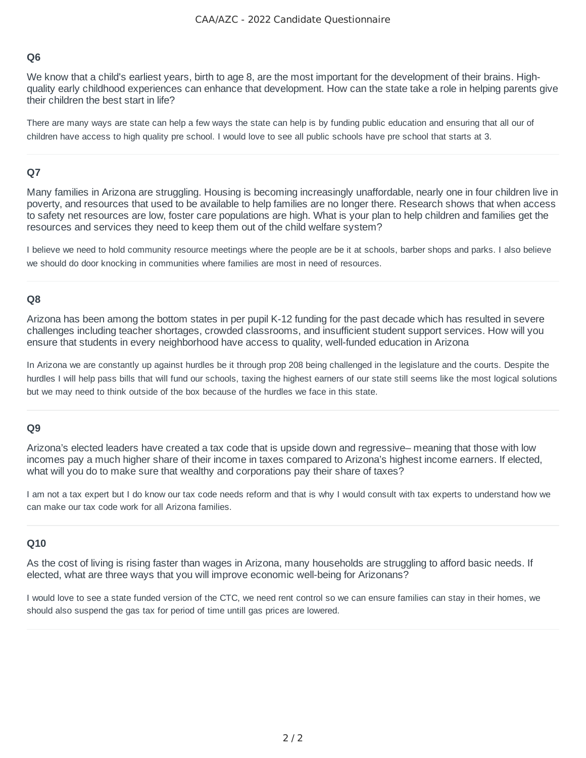### Q6

We know that a child's earliest years, birth to age 8, are the most important for the development of their brains. High-quality early childhood experiences can enhance that development. How can the state take a role in helping parents give their children the best start in life?

There are many ways are state can help a few ways the state can help is by funding public education and ensuring that all our of children have access to high quality pre school. I would love to see all public schools have pre school that starts at 3.

---

### Q7

Many families in Arizona are struggling. Housing is becoming increasingly unaffordable, nearly one in four children live in poverty, and resources that used to be available to help families are no longer there. Research shows that when access to safety net resources are low, foster care populations are high. What is your plan to help children and families get the resources and services they need to keep them out of the child welfare system?

I believe we need to hold community resource meetings where the people are be it at schools, barber shops and parks. I also believe we should do door knocking in communities where families are most in need of resources.

---

### Q8

Arizona has been among the bottom states in per pupil K-12 funding for the past decade which has resulted in severe challenges including teacher shortages, crowded classrooms, and insufficient student support services. How will you ensure that students in every neighborhood have access to quality, well-funded education in Arizona

In Arizona we are constantly up against hurdles be it through prop 208 being challenged in the legislature and the courts. Despite the hurdles I will help pass bills that will fund our schools, taxing the highest earners of our state still seems like the most logical solutions but we may need to think outside of the box because of the hurdles we face in this state.

---

### Q9

Arizona's elected leaders have created a tax code that is upside down and regressive– meaning that those with low incomes pay a much higher share of their income in taxes compared to Arizona's highest income earners. If elected, what will you do to make sure that wealthy and corporations pay their share of taxes?

I am not a tax expert but I do know our tax code needs reform and that is why I would consult with tax experts to understand how we can make our tax code work for all Arizona families.

---

### Q10

As the cost of living is rising faster than wages in Arizona, many households are struggling to afford basic needs. If elected, what are three ways that you will improve economic well-being for Arizonans?

I would love to see a state funded version of the CTC, we need rent control so we can ensure families can stay in their homes, we should also suspend the gas tax for period of time untill gas prices are lowered.